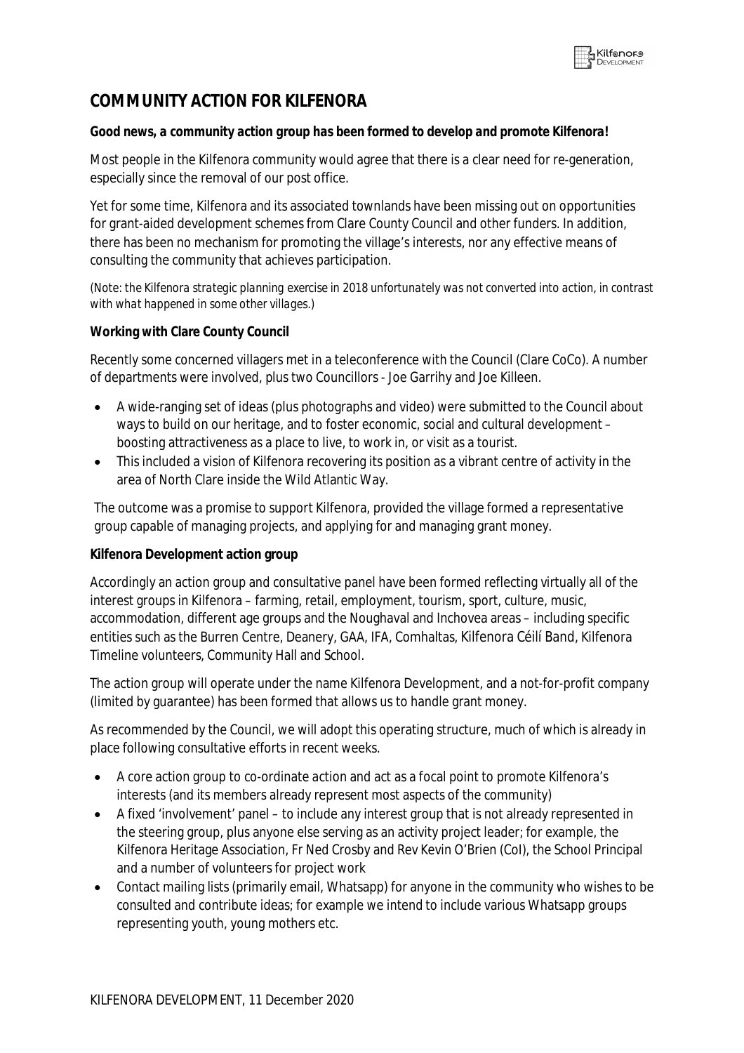# COMMUNITY ACTION FOR KILFENORA

**Good news, a community action group has been formed to develop and promote Kilfenora!**

Most people in the Kilfenora community would agree that there is a clear need for re-generation, especially since the removal of our post office.

Yet for some time, Kilfenora and its associated townlands have been missing out on opportunities for grant-aided development schemes from Clare County Council and other funders. In addition, there has been no mechanism for promoting the village's interests, nor any effective means of consulting the community that achieves participation.

*(Note: the Kilfenora strategic planning exercise in 2018 unfortunately was not converted into action, in contrast with what happened in some other villages.)*

**Working with Clare County Council**

Recently some concerned villagers met in a teleconference with the Council (Clare CoCo). A number of departments were involved, plus two Councillors - Joe Garrihy and Joe Killeen.

- A wide-ranging set of ideas (plus photographs and video) were submitted to the Council about ways to build on our heritage, and to foster economic, social and cultural development – boosting attractiveness as a place to live, to work in, or visit as a tourist.
- This included a vision of Kilfenora recovering its position as a vibrant centre of activity in the area of North Clare inside the Wild Atlantic Way.

The outcome was a promise to support Kilfenora, provided the village formed a representative group capable of managing projects, and applying for and managing grant money.

**Kilfenora Development action group**

Accordingly an action group and consultative panel have been formed reflecting virtually all of the interest groups in Kilfenora – farming, retail, employment, tourism, sport, culture, music, accommodation, different age groups and the Noughaval and Inchovea areas – including specific entities such as the Burren Centre, Deanery, GAA, IFA, Comhaltas, Kilfenora Céilí Band, Kilfenora Timeline volunteers, Community Hall and School.

The action group will operate under the name Kilfenora Development, and a not-for-profit company (limited by guarantee) has been formed that allows us to handle grant money.

As recommended by the Council, we will adopt this operating structure, much of which is already in place following consultative efforts in recent weeks.

- A core action group to co-ordinate action and act as a focal point to promote Kilfenora's interests (and its members already represent most aspects of the community)
- A fixed 'involvement' panel – to include any interest group that is not already represented in the steering group, plus anyone else serving as an activity project leader; for example, the Kilfenora Heritage Association, Fr Ned Crosby and Rev Kevin O'Brien (CoI), the School Principal and a number of volunteers for project work
- Contact mailing lists (primarily email, Whatsapp) for anyone in the community who wishes to be consulted and contribute ideas; for example we intend to include various Whatsapp groups representing youth, young mothers etc.

KILFENORA DEVELOPMENT, 11 December 2020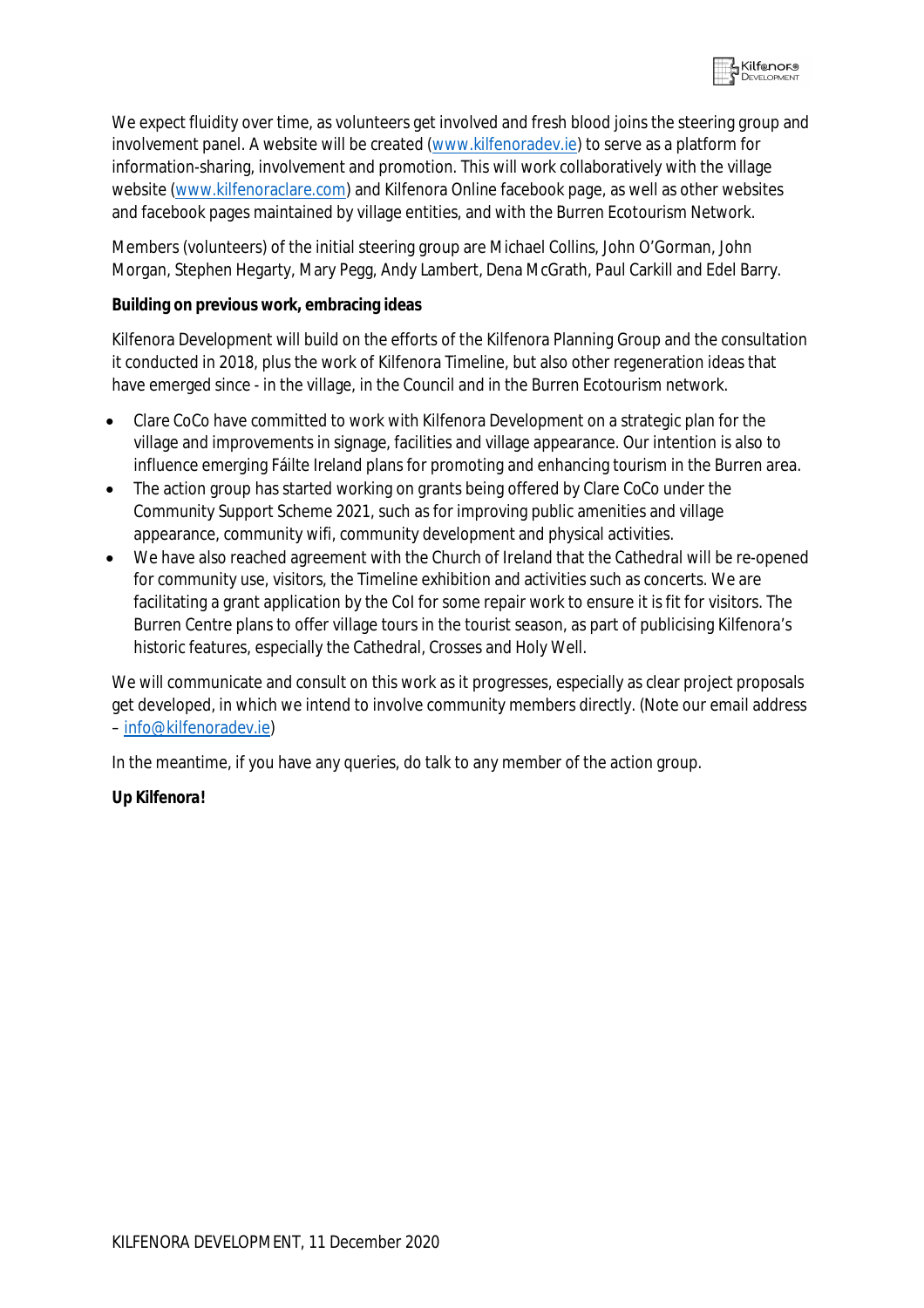We expect fluidity over time, as volunteers get involved and fresh blood joins the steering group and involvement panel. A website will be created (www.kilfenoradev.ie) to serve as a platform for information-sharing, involvement and promotion. This will work collaboratively with the village website (www.kilfenoraclare.com) and Kilfenora Online facebook page, as well as other websites and facebook pages maintained by village entities, and with the Burren Ecotourism Network.

Members (volunteers) of the initial steering group are Michael Collins, John O'Gorman, John Morgan, Stephen Hegarty, Mary Pegg, Andy Lambert, Dena McGrath, Paul Carkill and Edel Barry.

**Building on previous work, embracing ideas**

Kilfenora Development will build on the efforts of the Kilfenora Planning Group and the consultation it conducted in 2018, plus the work of Kilfenora Timeline, but also other regeneration ideas that have emerged since - in the village, in the Council and in the Burren Ecotourism network.

- Clare CoCo have committed to work with Kilfenora Development on a strategic plan for the village and improvements in signage, facilities and village appearance. Our intention is also to influence emerging Fáilte Ireland plans for promoting and enhancing tourism in the Burren area.
- The action group has started working on grants being offered by Clare CoCo under the Community Support Scheme 2021, such as for improving public amenities and village appearance, community wifi, community development and physical activities.
- We have also reached agreement with the Church of Ireland that the Cathedral will be re-opened for community use, visitors, the Timeline exhibition and activities such as concerts. We are facilitating a grant application by the CoI for some repair work to ensure it is fit for visitors. The Burren Centre plans to offer village tours in the tourist season, as part of publicising Kilfenora's historic features, especially the Cathedral, Crosses and Holy Well.

We will communicate and consult on this work as it progresses, especially as clear project proposals get developed, in which we intend to involve community members directly. (Note our email address – info@kilfenoradev.ie)

In the meantime, if you have any queries, do talk to any member of the action group.

***Up Kilfenora!***

KILFENORA DEVELOPMENT, 11 December 2020